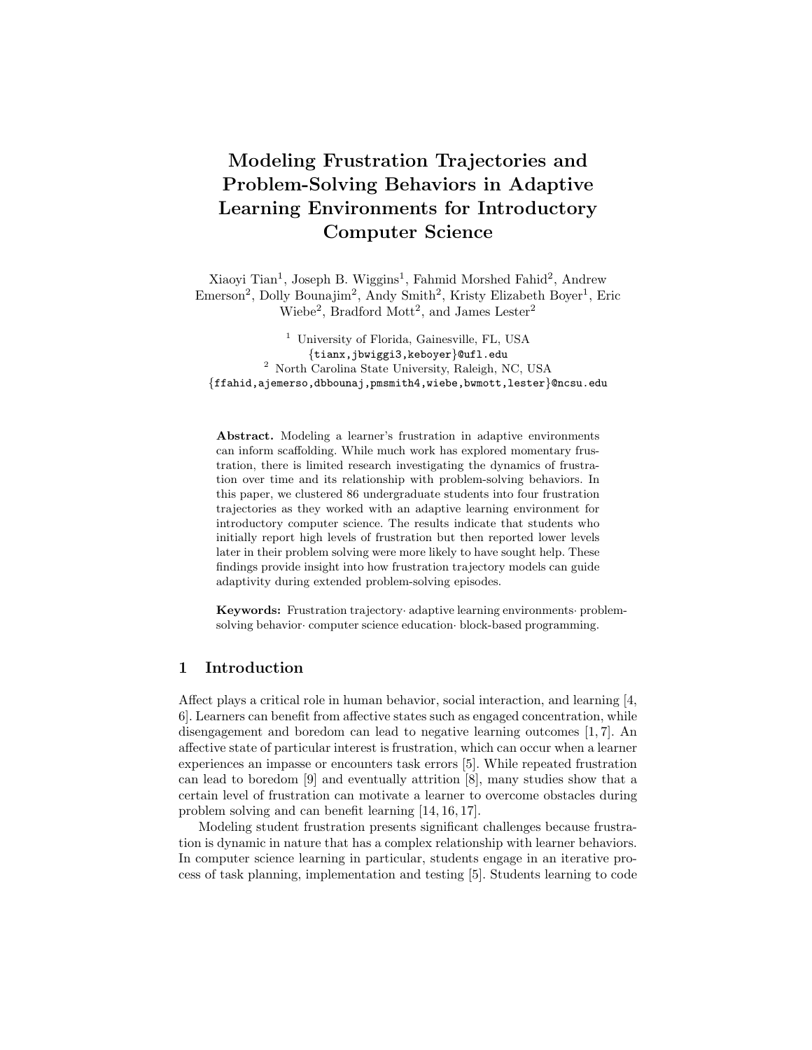# Modeling Frustration Trajectories and Problem-Solving Behaviors in Adaptive Learning Environments for Introductory Computer Science

Xiaoyi Tian[1], Joseph B. Wiggins[1], Fahmid Morshed Fahid[2], Andrew Emerson[2], Dolly Bounajim[2], Andy Smith[2], Kristy Elizabeth Boyer[1], Eric Wiebe[2], Bradford Mott[2], and James Lester[2]

[1] University of Florida, Gainesville, FL, USA
{tianx,jbwiggi3,keboyer}@ufl.edu

[2] North Carolina State University, Raleigh, NC, USA
{ffahid,ajemerso,dbbounaj,pmsmith4,wiebe,bwmott,lester}@ncsu.edu

**Abstract.** Modeling a learner's frustration in adaptive environments can inform scaffolding. While much work has explored momentary frustration, there is limited research investigating the dynamics of frustration over time and its relationship with problem-solving behaviors. In this paper, we clustered 86 undergraduate students into four frustration trajectories as they worked with an adaptive learning environment for introductory computer science. The results indicate that students who initially report high levels of frustration but then reported lower levels later in their problem solving were more likely to have sought help. These findings provide insight into how frustration trajectory models can guide adaptivity during extended problem-solving episodes.

**Keywords:** Frustration trajectory· adaptive learning environments· problem-solving behavior· computer science education· block-based programming.

## 1 Introduction

Affect plays a critical role in human behavior, social interaction, and learning [4, 6]. Learners can benefit from affective states such as engaged concentration, while disengagement and boredom can lead to negative learning outcomes [1, 7]. An affective state of particular interest is frustration, which can occur when a learner experiences an impasse or encounters task errors [5]. While repeated frustration can lead to boredom [9] and eventually attrition [8], many studies show that a certain level of frustration can motivate a learner to overcome obstacles during problem solving and can benefit learning [14, 16, 17].

Modeling student frustration presents significant challenges because frustration is dynamic in nature that has a complex relationship with learner behaviors. In computer science learning in particular, students engage in an iterative process of task planning, implementation and testing [5]. Students learning to code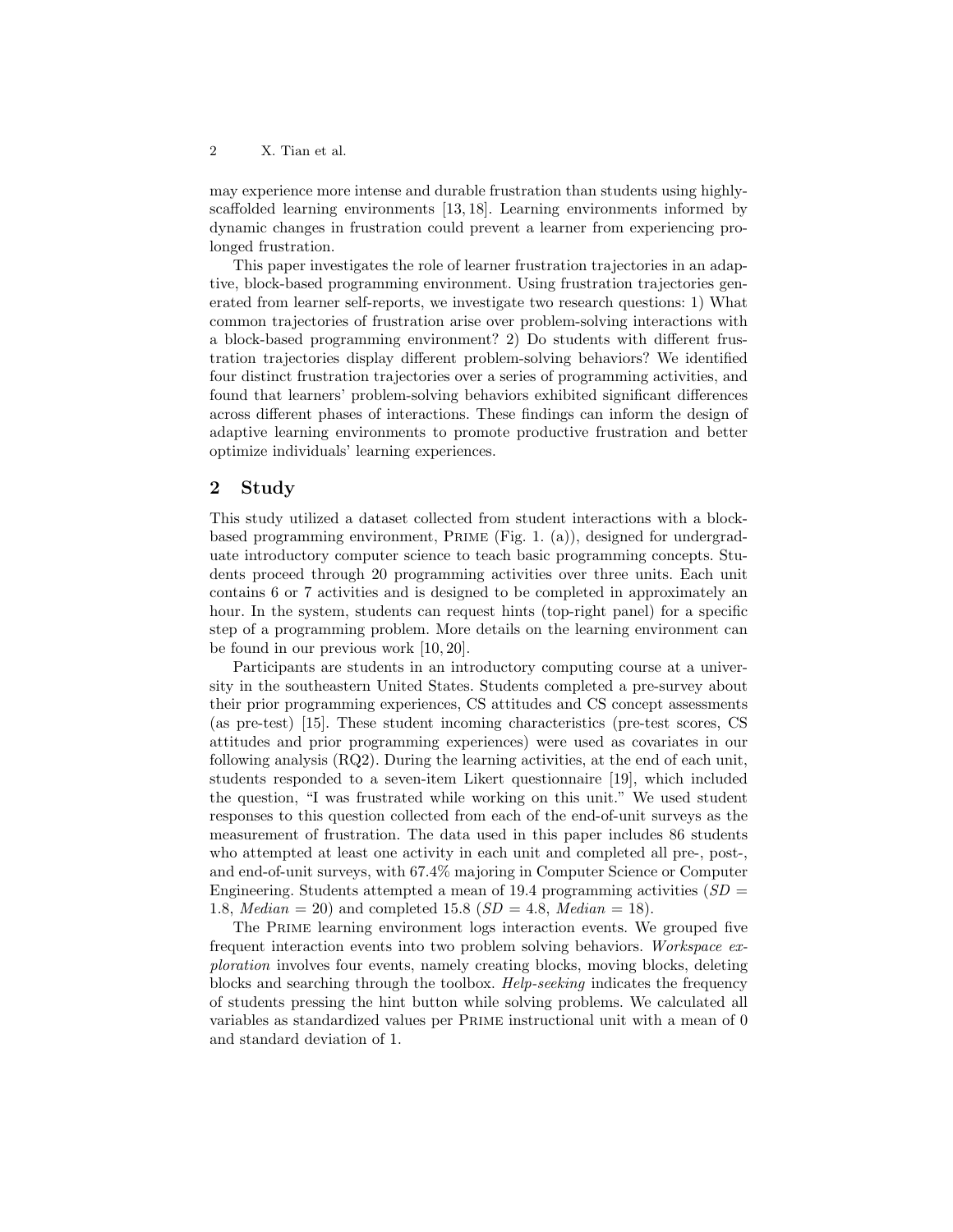may experience more intense and durable frustration than students using highly-scaffolded learning environments [13, 18]. Learning environments informed by dynamic changes in frustration could prevent a learner from experiencing prolonged frustration.

This paper investigates the role of learner frustration trajectories in an adaptive, block-based programming environment. Using frustration trajectories generated from learner self-reports, we investigate two research questions: 1) What common trajectories of frustration arise over problem-solving interactions with a block-based programming environment? 2) Do students with different frustration trajectories display different problem-solving behaviors? We identified four distinct frustration trajectories over a series of programming activities, and found that learners' problem-solving behaviors exhibited significant differences across different phases of interactions. These findings can inform the design of adaptive learning environments to promote productive frustration and better optimize individuals' learning experiences.

## 2 Study

This study utilized a dataset collected from student interactions with a block-based programming environment, PRIME (Fig. 1. (a)), designed for undergraduate introductory computer science to teach basic programming concepts. Students proceed through 20 programming activities over three units. Each unit contains 6 or 7 activities and is designed to be completed in approximately an hour. In the system, students can request hints (top-right panel) for a specific step of a programming problem. More details on the learning environment can be found in our previous work [10, 20].

Participants are students in an introductory computing course at a university in the southeastern United States. Students completed a pre-survey about their prior programming experiences, CS attitudes and CS concept assessments (as pre-test) [15]. These student incoming characteristics (pre-test scores, CS attitudes and prior programming experiences) were used as covariates in our following analysis (RQ2). During the learning activities, at the end of each unit, students responded to a seven-item Likert questionnaire [19], which included the question, "I was frustrated while working on this unit." We used student responses to this question collected from each of the end-of-unit surveys as the measurement of frustration. The data used in this paper includes 86 students who attempted at least one activity in each unit and completed all pre-, post-, and end-of-unit surveys, with 67.4% majoring in Computer Science or Computer Engineering. Students attempted a mean of 19.4 programming activities (*SD* = 1.8, *Median* = 20) and completed 15.8 (*SD* = 4.8, *Median* = 18).

The PRIME learning environment logs interaction events. We grouped five frequent interaction events into two problem solving behaviors. *Workspace exploration* involves four events, namely creating blocks, moving blocks, deleting blocks and searching through the toolbox. *Help-seeking* indicates the frequency of students pressing the hint button while solving problems. We calculated all variables as standardized values per PRIME instructional unit with a mean of 0 and standard deviation of 1.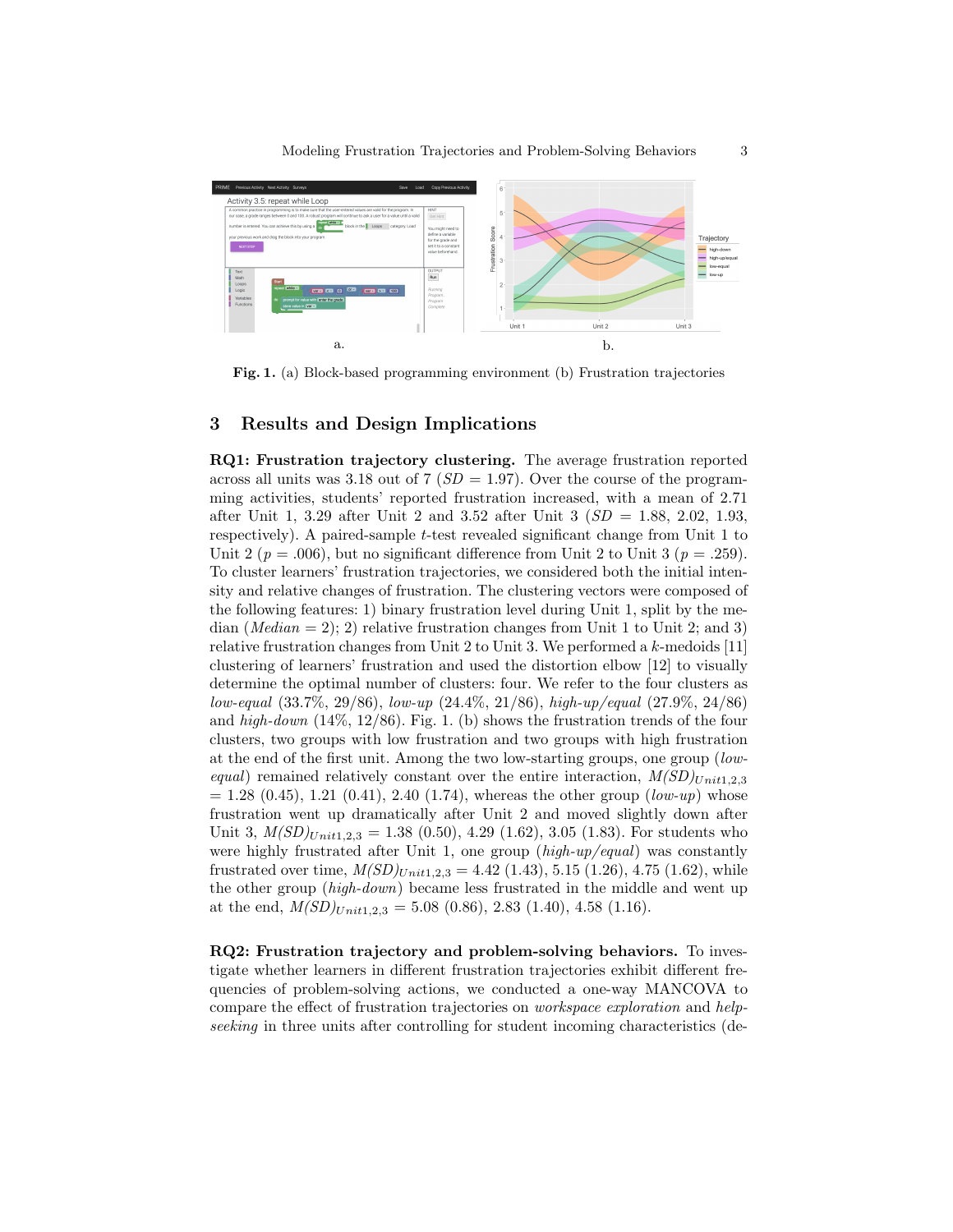a.

b.

**Fig. 1.** (a) Block-based programming environment (b) Frustration trajectories

## 3 Results and Design Implications

**RQ1: Frustration trajectory clustering.** The average frustration reported across all units was 3.18 out of 7 ($SD$ = 1.97). Over the course of the programming activities, students' reported frustration increased, with a mean of 2.71 after Unit 1, 3.29 after Unit 2 and 3.52 after Unit 3 ($SD$ = 1.88, 2.02, 1.93, respectively). A paired-sample $t$-test revealed significant change from Unit 1 to Unit 2 ($p$ = .006), but no significant difference from Unit 2 to Unit 3 ($p$ = .259). To cluster learners' frustration trajectories, we considered both the initial intensity and relative changes of frustration. The clustering vectors were composed of the following features: 1) binary frustration level during Unit 1, split by the median ($Median$ = 2); 2) relative frustration changes from Unit 1 to Unit 2; and 3) relative frustration changes from Unit 2 to Unit 3. We performed a $k$-medoids [11] clustering of learners' frustration and used the distortion elbow [12] to visually determine the optimal number of clusters: four. We refer to the four clusters as *low-equal* (33.7%, 29/86), *low-up* (24.4%, 21/86), *high-up/equal* (27.9%, 24/86) and *high-down* (14%, 12/86). Fig. 1. (b) shows the frustration trends of the four clusters, two groups with low frustration and two groups with high frustration at the end of the first unit. Among the two low-starting groups, one group (*low-equal*) remained relatively constant over the entire interaction, $M(SD)_{Unit1,2,3}$ = 1.28 (0.45), 1.21 (0.41), 2.40 (1.74), whereas the other group (*low-up*) whose frustration went up dramatically after Unit 2 and moved slightly down after Unit 3, $M(SD)_{Unit1,2,3}$ = 1.38 (0.50), 4.29 (1.62), 3.05 (1.83). For students who were highly frustrated after Unit 1, one group (*high-up/equal*) was constantly frustrated over time, $M(SD)_{Unit1,2,3}$ = 4.42 (1.43), 5.15 (1.26), 4.75 (1.62), while the other group (*high-down*) became less frustrated in the middle and went up at the end, $M(SD)_{Unit1,2,3}$ = 5.08 (0.86), 2.83 (1.40), 4.58 (1.16).

**RQ2: Frustration trajectory and problem-solving behaviors.** To investigate whether learners in different frustration trajectories exhibit different frequencies of problem-solving actions, we conducted a one-way MANCOVA to compare the effect of frustration trajectories on *workspace exploration* and *help-seeking* in three units after controlling for student incoming characteristics (de-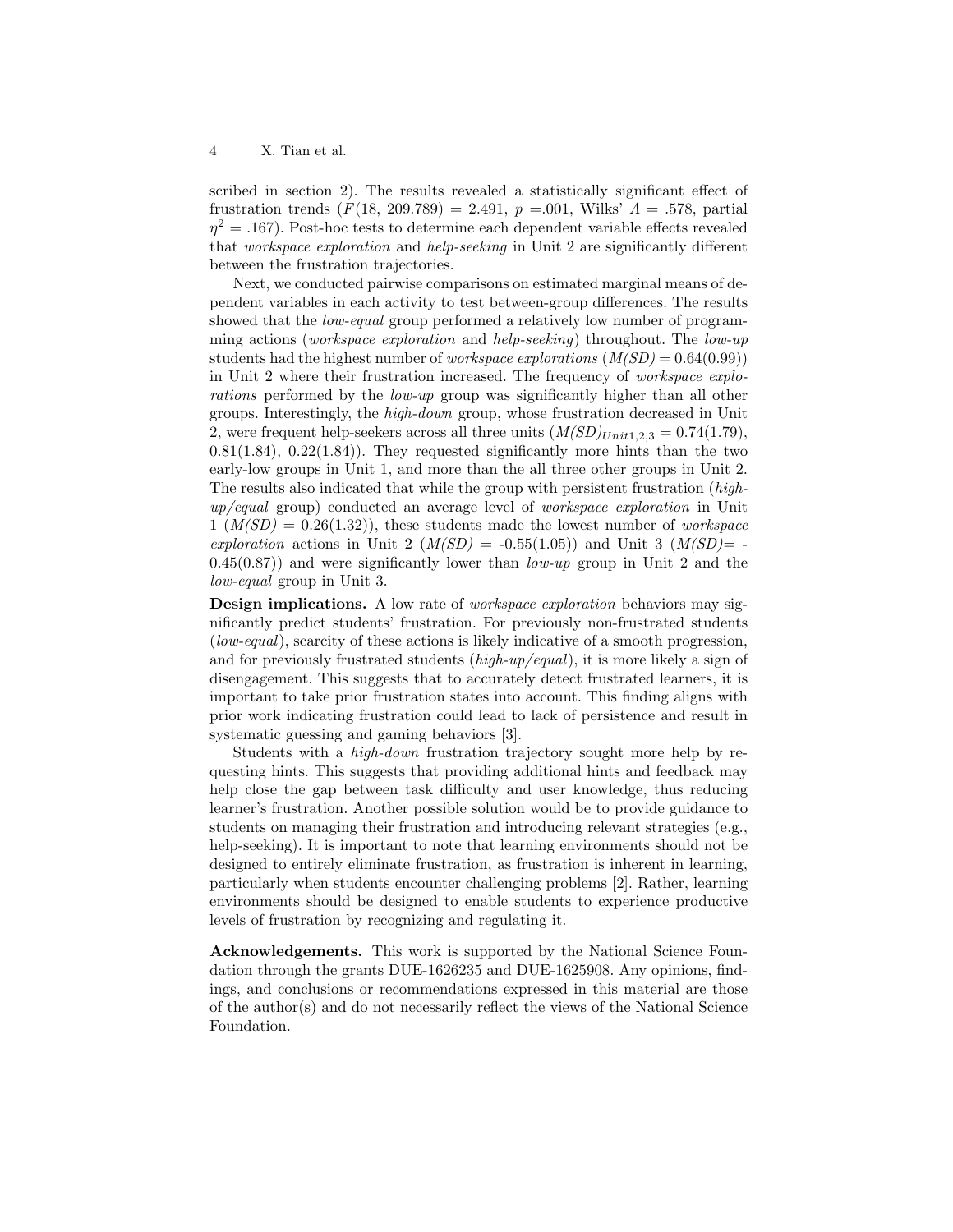scribed in section 2). The results revealed a statistically significant effect of frustration trends ($F(18, 209.789) = 2.491$, $p = .001$, Wilks' $\Lambda = .578$, partial $\eta^2 = .167$). Post-hoc tests to determine each dependent variable effects revealed that *workspace exploration* and *help-seeking* in Unit 2 are significantly different between the frustration trajectories.

Next, we conducted pairwise comparisons on estimated marginal means of dependent variables in each activity to test between-group differences. The results showed that the *low-equal* group performed a relatively low number of programming actions (*workspace exploration* and *help-seeking*) throughout. The *low-up* students had the highest number of *workspace explorations* ($M(SD) = 0.64(0.99)$) in Unit 2 where their frustration increased. The frequency of *workspace explorations* performed by the *low-up* group was significantly higher than all other groups. Interestingly, the *high-down* group, whose frustration decreased in Unit 2, were frequent help-seekers across all three units ($M(SD)_{Unit1,2,3} = 0.74(1.79)$, $0.81(1.84)$, $0.22(1.84)$). They requested significantly more hints than the two early-low groups in Unit 1, and more than the all three other groups in Unit 2. The results also indicated that while the group with persistent frustration (*high-up/equal* group) conducted an average level of *workspace exploration* in Unit 1 ($M(SD) = 0.26(1.32)$), these students made the lowest number of *workspace exploration* actions in Unit 2 ($M(SD) = -0.55(1.05)$) and Unit 3 ($M(SD) = -0.45(0.87)$) and were significantly lower than *low-up* group in Unit 2 and the *low-equal* group in Unit 3.

**Design implications.** A low rate of *workspace exploration* behaviors may significantly predict students' frustration. For previously non-frustrated students (*low-equal*), scarcity of these actions is likely indicative of a smooth progression, and for previously frustrated students (*high-up/equal*), it is more likely a sign of disengagement. This suggests that to accurately detect frustrated learners, it is important to take prior frustration states into account. This finding aligns with prior work indicating frustration could lead to lack of persistence and result in systematic guessing and gaming behaviors [3].

Students with a *high-down* frustration trajectory sought more help by requesting hints. This suggests that providing additional hints and feedback may help close the gap between task difficulty and user knowledge, thus reducing learner's frustration. Another possible solution would be to provide guidance to students on managing their frustration and introducing relevant strategies (e.g., help-seeking). It is important to note that learning environments should not be designed to entirely eliminate frustration, as frustration is inherent in learning, particularly when students encounter challenging problems [2]. Rather, learning environments should be designed to enable students to experience productive levels of frustration by recognizing and regulating it.

**Acknowledgements.** This work is supported by the National Science Foundation through the grants DUE-1626235 and DUE-1625908. Any opinions, findings, and conclusions or recommendations expressed in this material are those of the author(s) and do not necessarily reflect the views of the National Science Foundation.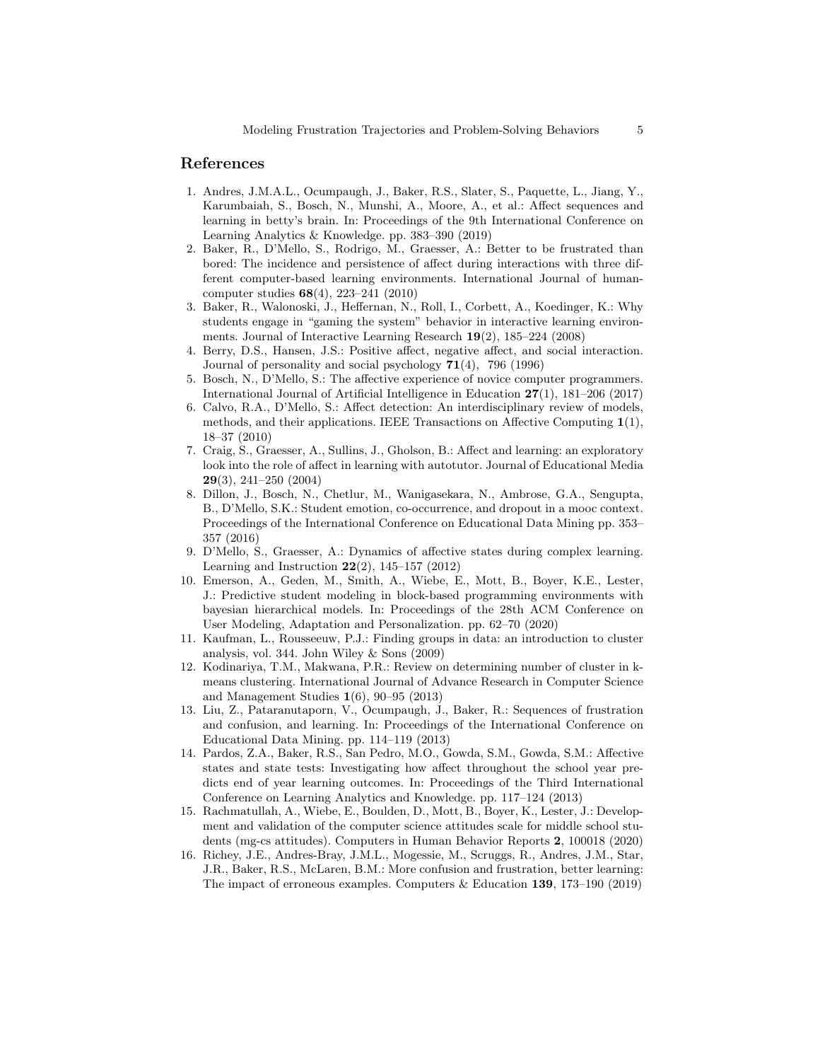## References

1. Andres, J.M.A.L., Ocumpaugh, J., Baker, R.S., Slater, S., Paquette, L., Jiang, Y., Karumbaiah, S., Bosch, N., Munshi, A., Moore, A., et al.: Affect sequences and learning in betty's brain. In: Proceedings of the 9th International Conference on Learning Analytics & Knowledge. pp. 383–390 (2019)
2. Baker, R., D'Mello, S., Rodrigo, M., Graesser, A.: Better to be frustrated than bored: The incidence and persistence of affect during interactions with three different computer-based learning environments. International Journal of human-computer studies **68**(4), 223–241 (2010)
3. Baker, R., Walonoski, J., Heffernan, N., Roll, I., Corbett, A., Koedinger, K.: Why students engage in "gaming the system" behavior in interactive learning environments. Journal of Interactive Learning Research **19**(2), 185–224 (2008)
4. Berry, D.S., Hansen, J.S.: Positive affect, negative affect, and social interaction. Journal of personality and social psychology **71**(4), 796 (1996)
5. Bosch, N., D'Mello, S.: The affective experience of novice computer programmers. International Journal of Artificial Intelligence in Education **27**(1), 181–206 (2017)
6. Calvo, R.A., D'Mello, S.: Affect detection: An interdisciplinary review of models, methods, and their applications. IEEE Transactions on Affective Computing **1**(1), 18–37 (2010)
7. Craig, S., Graesser, A., Sullins, J., Gholson, B.: Affect and learning: an exploratory look into the role of affect in learning with autotutor. Journal of Educational Media **29**(3), 241–250 (2004)
8. Dillon, J., Bosch, N., Chetlur, M., Wanigasekara, N., Ambrose, G.A., Sengupta, B., D'Mello, S.K.: Student emotion, co-occurrence, and dropout in a mooc context. Proceedings of the International Conference on Educational Data Mining pp. 353–357 (2016)
9. D'Mello, S., Graesser, A.: Dynamics of affective states during complex learning. Learning and Instruction **22**(2), 145–157 (2012)
10. Emerson, A., Geden, M., Smith, A., Wiebe, E., Mott, B., Boyer, K.E., Lester, J.: Predictive student modeling in block-based programming environments with bayesian hierarchical models. In: Proceedings of the 28th ACM Conference on User Modeling, Adaptation and Personalization. pp. 62–70 (2020)
11. Kaufman, L., Rousseeuw, P.J.: Finding groups in data: an introduction to cluster analysis, vol. 344. John Wiley & Sons (2009)
12. Kodinariya, T.M., Makwana, P.R.: Review on determining number of cluster in k-means clustering. International Journal of Advance Research in Computer Science and Management Studies **1**(6), 90–95 (2013)
13. Liu, Z., Pataranutaporn, V., Ocumpaugh, J., Baker, R.: Sequences of frustration and confusion, and learning. In: Proceedings of the International Conference on Educational Data Mining. pp. 114–119 (2013)
14. Pardos, Z.A., Baker, R.S., San Pedro, M.O., Gowda, S.M., Gowda, S.M.: Affective states and state tests: Investigating how affect throughout the school year predicts end of year learning outcomes. In: Proceedings of the Third International Conference on Learning Analytics and Knowledge. pp. 117–124 (2013)
15. Rachmatullah, A., Wiebe, E., Boulden, D., Mott, B., Boyer, K., Lester, J.: Development and validation of the computer science attitudes scale for middle school students (mg-cs attitudes). Computers in Human Behavior Reports **2**, 100018 (2020)
16. Richey, J.E., Andres-Bray, J.M.L., Mogessie, M., Scruggs, R., Andres, J.M., Star, J.R., Baker, R.S., McLaren, B.M.: More confusion and frustration, better learning: The impact of erroneous examples. Computers & Education **139**, 173–190 (2019)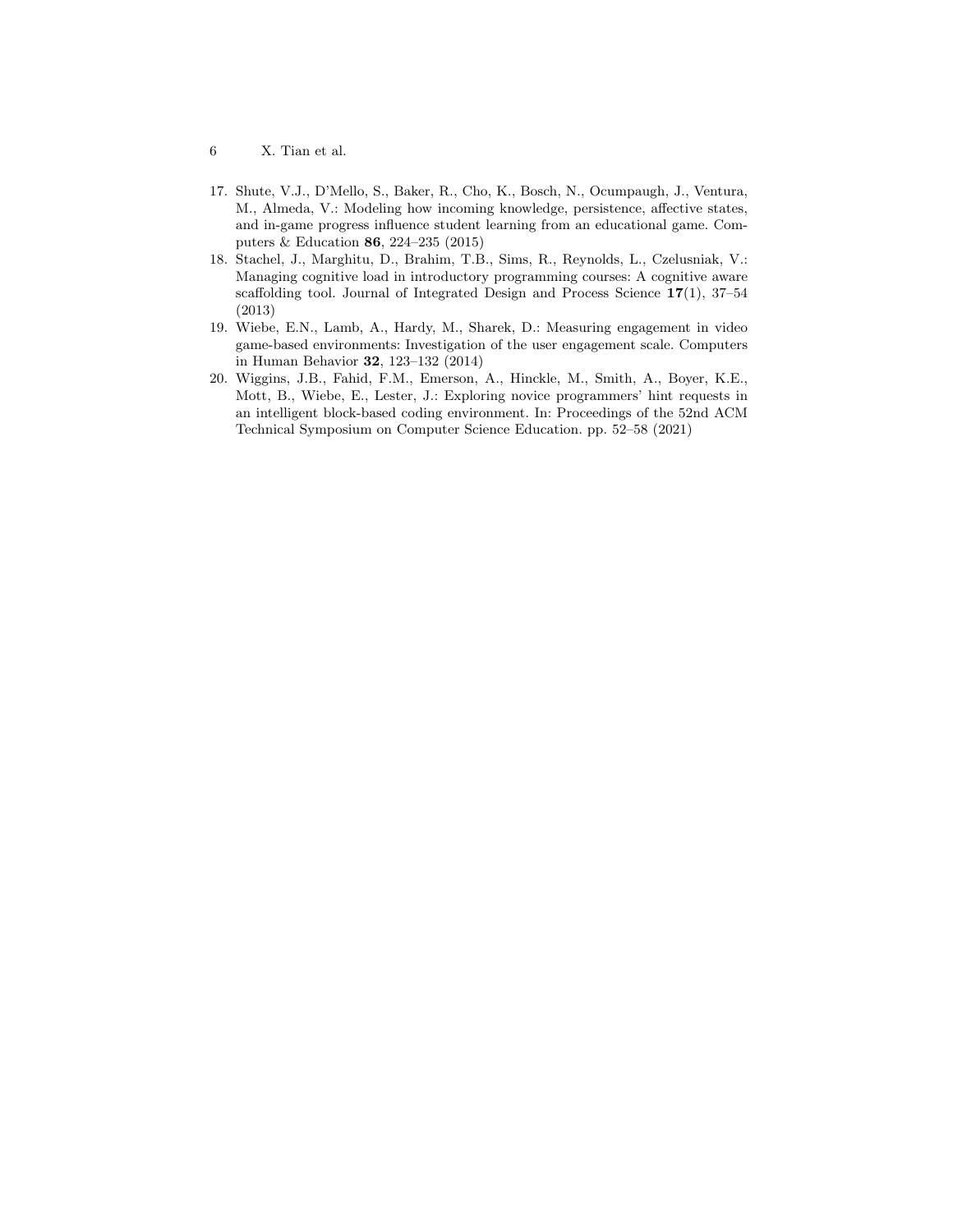17. Shute, V.J., D'Mello, S., Baker, R., Cho, K., Bosch, N., Ocumpaugh, J., Ventura, M., Almeda, V.: Modeling how incoming knowledge, persistence, affective states, and in-game progress influence student learning from an educational game. Computers & Education **86**, 224–235 (2015)
18. Stachel, J., Marghitu, D., Brahim, T.B., Sims, R., Reynolds, L., Czelusniak, V.: Managing cognitive load in introductory programming courses: A cognitive aware scaffolding tool. Journal of Integrated Design and Process Science **17**(1), 37–54 (2013)
19. Wiebe, E.N., Lamb, A., Hardy, M., Sharek, D.: Measuring engagement in video game-based environments: Investigation of the user engagement scale. Computers in Human Behavior **32**, 123–132 (2014)
20. Wiggins, J.B., Fahid, F.M., Emerson, A., Hinckle, M., Smith, A., Boyer, K.E., Mott, B., Wiebe, E., Lester, J.: Exploring novice programmers' hint requests in an intelligent block-based coding environment. In: Proceedings of the 52nd ACM Technical Symposium on Computer Science Education. pp. 52–58 (2021)